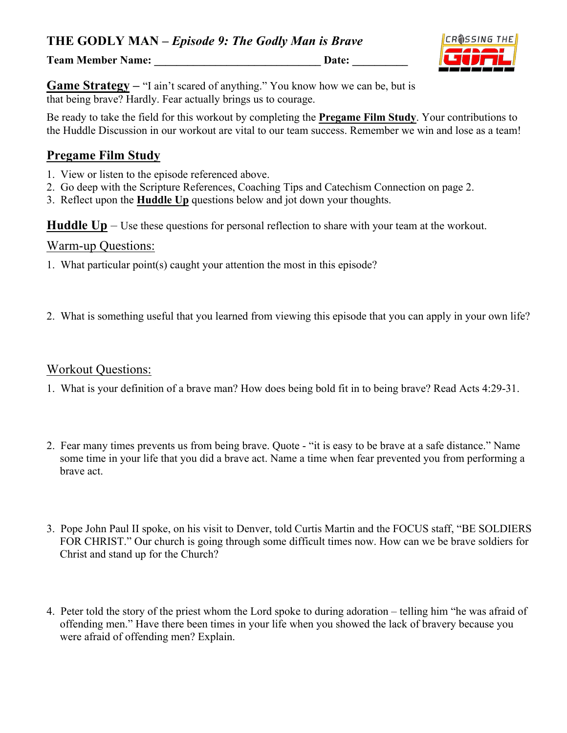# THE GODLY MAN – *Episode 9: The Godly Man is Brave*

**Team Member Name: ______________________________ Date: __________**

**Game Strategy –** "I ain't scared of anything." You know how we can be, but is that being brave? Hardly. Fear actually brings us to courage.

Be ready to take the field for this workout by completing the **Pregame Film Study**. Your contributions to the Huddle Discussion in our workout are vital to our team success. Remember we win and lose as a team!

## Pregame Film Study

1. View or listen to the episode referenced above.
2. Go deep with the Scripture References, Coaching Tips and Catechism Connection on page 2.
3. Reflect upon the **Huddle Up** questions below and jot down your thoughts.

**Huddle Up** – Use these questions for personal reflection to share with your team at the workout.

### Warm-up Questions:

1. What particular point(s) caught your attention the most in this episode?

2. What is something useful that you learned from viewing this episode that you can apply in your own life?

### Workout Questions:

1. What is your definition of a brave man? How does being bold fit in to being brave? Read Acts 4:29-31.

2. Fear many times prevents us from being brave. Quote - "it is easy to be brave at a safe distance." Name some time in your life that you did a brave act. Name a time when fear prevented you from performing a brave act.

3. Pope John Paul II spoke, on his visit to Denver, told Curtis Martin and the FOCUS staff, "BE SOLDIERS FOR CHRIST." Our church is going through some difficult times now. How can we be brave soldiers for Christ and stand up for the Church?

4. Peter told the story of the priest whom the Lord spoke to during adoration – telling him "he was afraid of offending men." Have there been times in your life when you showed the lack of bravery because you were afraid of offending men? Explain.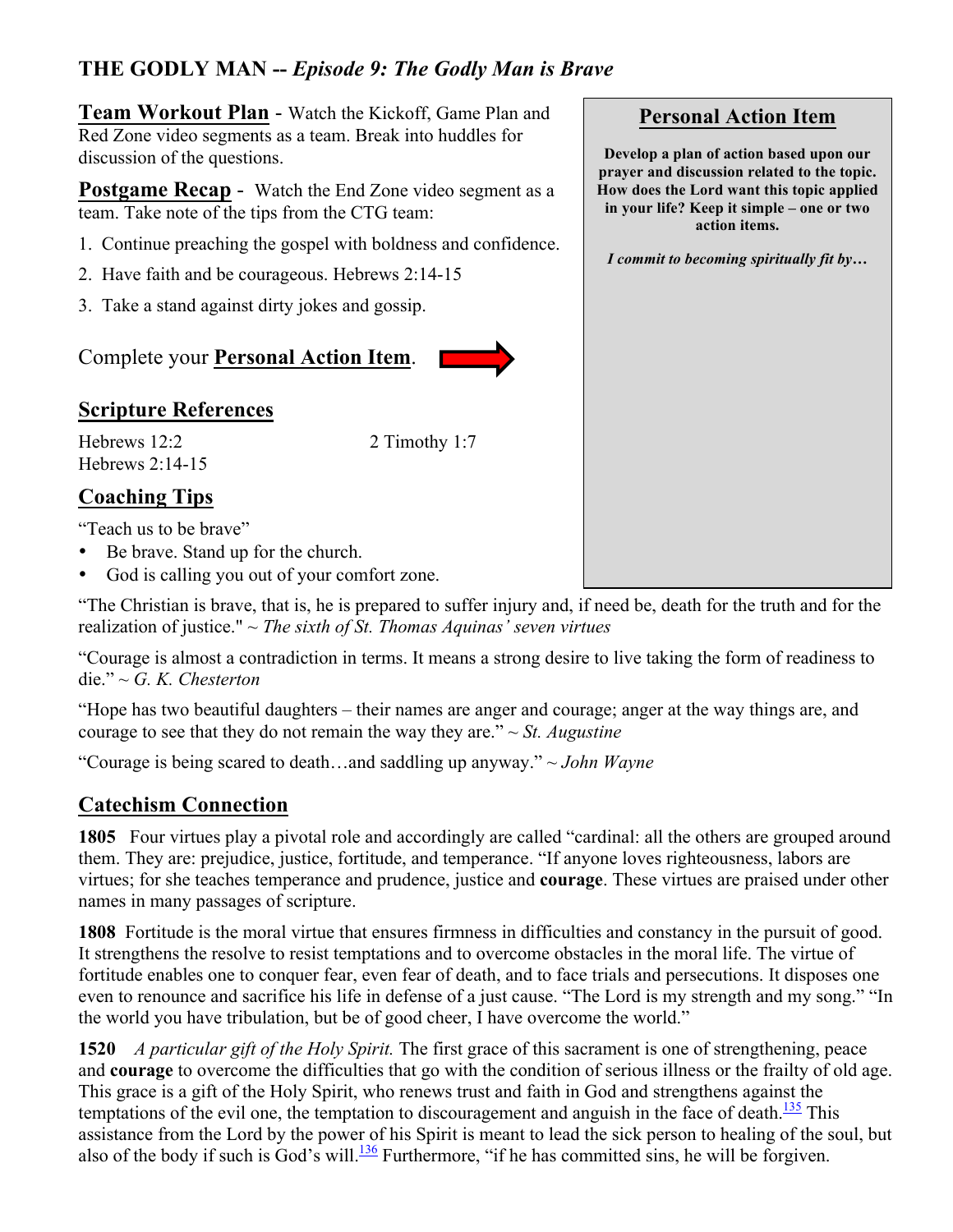## THE GODLY MAN -- *Episode 9: The Godly Man is Brave*

**Team Workout Plan** - Watch the Kickoff, Game Plan and Red Zone video segments as a team. Break into huddles for discussion of the questions.

**Postgame Recap** - Watch the End Zone video segment as a team. Take note of the tips from the CTG team:

1. Continue preaching the gospel with boldness and confidence.
2. Have faith and be courageous. Hebrews 2:14-15
3. Take a stand against dirty jokes and gossip.

Complete your **Personal Action Item**.

### Personal Action Item

**Develop a plan of action based upon our prayer and discussion related to the topic. How does the Lord want this topic applied in your life? Keep it simple – one or two action items.**

***I commit to becoming spiritually fit by…***

### Scripture References

Hebrews 12:2
Hebrews 2:14-15
2 Timothy 1:7

### Coaching Tips

"Teach us to be brave"

- Be brave. Stand up for the church.
- God is calling you out of your comfort zone.

"The Christian is brave, that is, he is prepared to suffer injury and, if need be, death for the truth and for the realization of justice." ~ *The sixth of St. Thomas Aquinas' seven virtues*

"Courage is almost a contradiction in terms. It means a strong desire to live taking the form of readiness to die." ~ *G. K. Chesterton*

"Hope has two beautiful daughters – their names are anger and courage; anger at the way things are, and courage to see that they do not remain the way they are." ~ *St. Augustine*

"Courage is being scared to death…and saddling up anyway." ~ *John Wayne*

### Catechism Connection

**1805** Four virtues play a pivotal role and accordingly are called "cardinal: all the others are grouped around them. They are: prejudice, justice, fortitude, and temperance. "If anyone loves righteousness, labors are virtues; for she teaches temperance and prudence, justice and **courage**. These virtues are praised under other names in many passages of scripture.

**1808** Fortitude is the moral virtue that ensures firmness in difficulties and constancy in the pursuit of good. It strengthens the resolve to resist temptations and to overcome obstacles in the moral life. The virtue of fortitude enables one to conquer fear, even fear of death, and to face trials and persecutions. It disposes one even to renounce and sacrifice his life in defense of a just cause. "The Lord is my strength and my song." "In the world you have tribulation, but be of good cheer, I have overcome the world."

**1520** *A particular gift of the Holy Spirit.* The first grace of this sacrament is one of strengthening, peace and **courage** to overcome the difficulties that go with the condition of serious illness or the frailty of old age. This grace is a gift of the Holy Spirit, who renews trust and faith in God and strengthens against the temptations of the evil one, the temptation to discouragement and anguish in the face of death.[135] This assistance from the Lord by the power of his Spirit is meant to lead the sick person to healing of the soul, but also of the body if such is God's will.[136] Furthermore, "if he has committed sins, he will be forgiven.